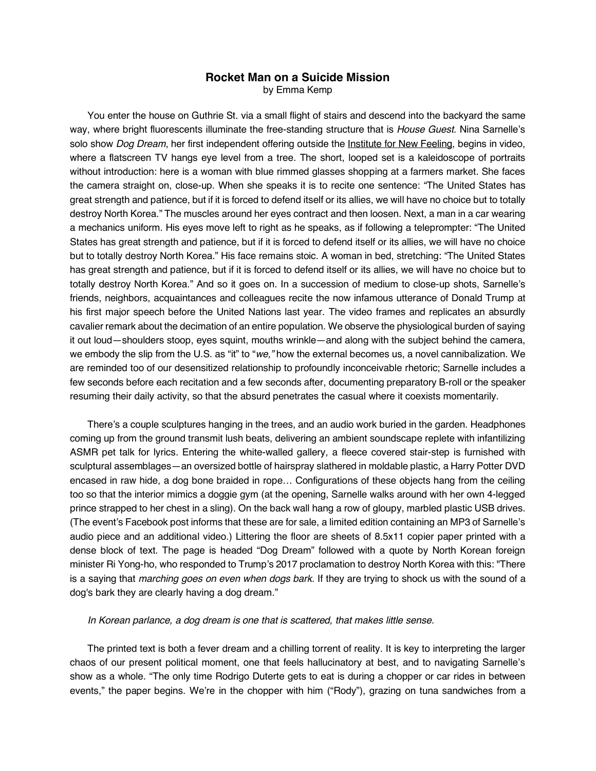# Rocket Man on a Suicide Mission

by Emma Kemp

You enter the house on Guthrie St. via a small flight of stairs and descend into the backyard the same way, where bright fluorescents illuminate the free-standing structure that is *House Guest.* Nina Sarnelle's solo show *Dog Dream*, her first independent offering outside the Institute for New Feeling, begins in video, where a flatscreen TV hangs eye level from a tree. The short, looped set is a kaleidoscope of portraits without introduction: here is a woman with blue rimmed glasses shopping at a farmers market. She faces the camera straight on, close-up. When she speaks it is to recite one sentence: "The United States has great strength and patience, but if it is forced to defend itself or its allies, we will have no choice but to totally destroy North Korea." The muscles around her eyes contract and then loosen. Next, a man in a car wearing a mechanics uniform. His eyes move left to right as he speaks, as if following a teleprompter: "The United States has great strength and patience, but if it is forced to defend itself or its allies, we will have no choice but to totally destroy North Korea." His face remains stoic. A woman in bed, stretching: "The United States has great strength and patience, but if it is forced to defend itself or its allies, we will have no choice but to totally destroy North Korea." And so it goes on. In a succession of medium to close-up shots, Sarnelle's friends, neighbors, acquaintances and colleagues recite the now infamous utterance of Donald Trump at his first major speech before the United Nations last year. The video frames and replicates an absurdly cavalier remark about the decimation of an entire population. We observe the physiological burden of saying it out loud—shoulders stoop, eyes squint, mouths wrinkle—and along with the subject behind the camera, we embody the slip from the U.S. as "it" to "*we,"* how the external becomes us, a novel cannibalization. We are reminded too of our desensitized relationship to profoundly inconceivable rhetoric; Sarnelle includes a few seconds before each recitation and a few seconds after, documenting preparatory B-roll or the speaker resuming their daily activity, so that the absurd penetrates the casual where it coexists momentarily.

There's a couple sculptures hanging in the trees, and an audio work buried in the garden. Headphones coming up from the ground transmit lush beats, delivering an ambient soundscape replete with infantilizing ASMR pet talk for lyrics. Entering the white-walled gallery, a fleece covered stair-step is furnished with sculptural assemblages—an oversized bottle of hairspray slathered in moldable plastic, a Harry Potter DVD encased in raw hide, a dog bone braided in rope… Configurations of these objects hang from the ceiling too so that the interior mimics a doggie gym (at the opening, Sarnelle walks around with her own 4-legged prince strapped to her chest in a sling). On the back wall hang a row of gloupy, marbled plastic USB drives. (The event's Facebook post informs that these are for sale, a limited edition containing an MP3 of Sarnelle's audio piece and an additional video.) Littering the floor are sheets of 8.5x11 copier paper printed with a dense block of text. The page is headed "Dog Dream" followed with a quote by North Korean foreign minister Ri Yong-ho, who responded to Trump's 2017 proclamation to destroy North Korea with this: "There is a saying that *marching goes on even when dogs bark*. If they are trying to shock us with the sound of a dog's bark they are clearly having a dog dream."

*In Korean parlance, a dog dream is one that is scattered, that makes little sense.*

The printed text is both a fever dream and a chilling torrent of reality. It is key to interpreting the larger chaos of our present political moment, one that feels hallucinatory at best, and to navigating Sarnelle's show as a whole. "The only time Rodrigo Duterte gets to eat is during a chopper or car rides in between events," the paper begins. We're in the chopper with him ("Rody"), grazing on tuna sandwiches from a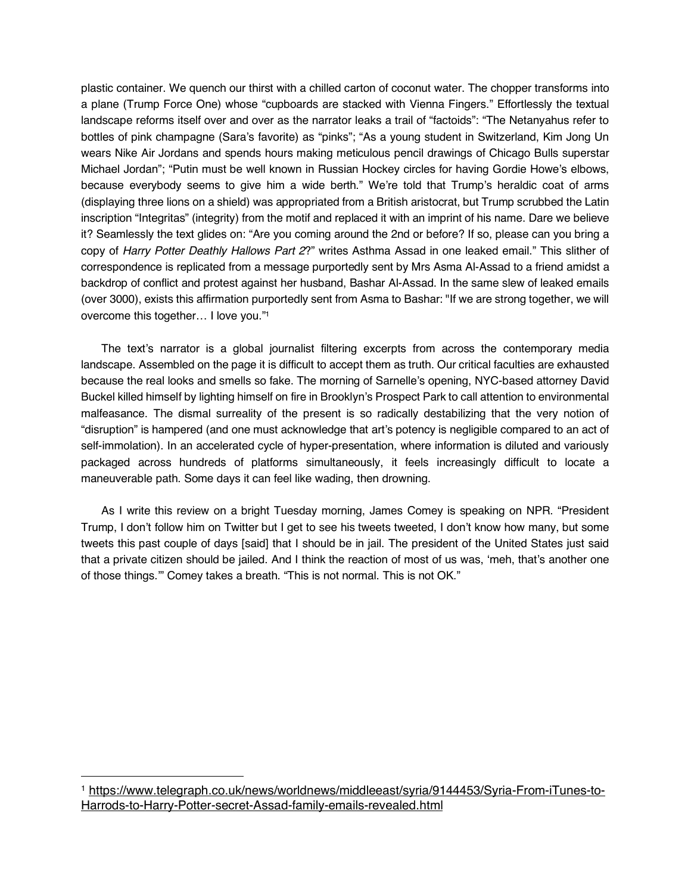plastic container. We quench our thirst with a chilled carton of coconut water. The chopper transforms into a plane (Trump Force One) whose "cupboards are stacked with Vienna Fingers." Effortlessly the textual landscape reforms itself over and over as the narrator leaks a trail of "factoids": "The Netanyahus refer to bottles of pink champagne (Sara's favorite) as "pinks"; "As a young student in Switzerland, Kim Jong Un wears Nike Air Jordans and spends hours making meticulous pencil drawings of Chicago Bulls superstar Michael Jordan"; "Putin must be well known in Russian Hockey circles for having Gordie Howe's elbows, because everybody seems to give him a wide berth." We're told that Trump's heraldic coat of arms (displaying three lions on a shield) was appropriated from a British aristocrat, but Trump scrubbed the Latin inscription "Integritas" (integrity) from the motif and replaced it with an imprint of his name. Dare we believe it? Seamlessly the text glides on: "Are you coming around the 2nd or before? If so, please can you bring a copy of *Harry Potter Deathly Hallows Part 2*?" writes Asthma Assad in one leaked email." This slither of correspondence is replicated from a message purportedly sent by Mrs Asma Al-Assad to a friend amidst a backdrop of conflict and protest against her husband, Bashar Al-Assad. In the same slew of leaked emails (over 3000), exists this affirmation purportedly sent from Asma to Bashar: "If we are strong together, we will overcome this together… I love you."[1]

The text's narrator is a global journalist filtering excerpts from across the contemporary media landscape. Assembled on the page it is difficult to accept them as truth. Our critical faculties are exhausted because the real looks and smells so fake. The morning of Sarnelle's opening, NYC-based attorney David Buckel killed himself by lighting himself on fire in Brooklyn's Prospect Park to call attention to environmental malfeasance. The dismal surreality of the present is so radically destabilizing that the very notion of "disruption" is hampered (and one must acknowledge that art's potency is negligible compared to an act of self-immolation). In an accelerated cycle of hyper-presentation, where information is diluted and variously packaged across hundreds of platforms simultaneously, it feels increasingly difficult to locate a maneuverable path. Some days it can feel like wading, then drowning.

As I write this review on a bright Tuesday morning, James Comey is speaking on NPR. "President Trump, I don't follow him on Twitter but I get to see his tweets tweeted, I don't know how many, but some tweets this past couple of days [said] that I should be in jail. The president of the United States just said that a private citizen should be jailed. And I think the reaction of most of us was, 'meh, that's another one of those things.'" Comey takes a breath. "This is not normal. This is not OK."

---

[1] https://www.telegraph.co.uk/news/worldnews/middleeast/syria/9144453/Syria-From-iTunes-to-Harrods-to-Harry-Potter-secret-Assad-family-emails-revealed.html